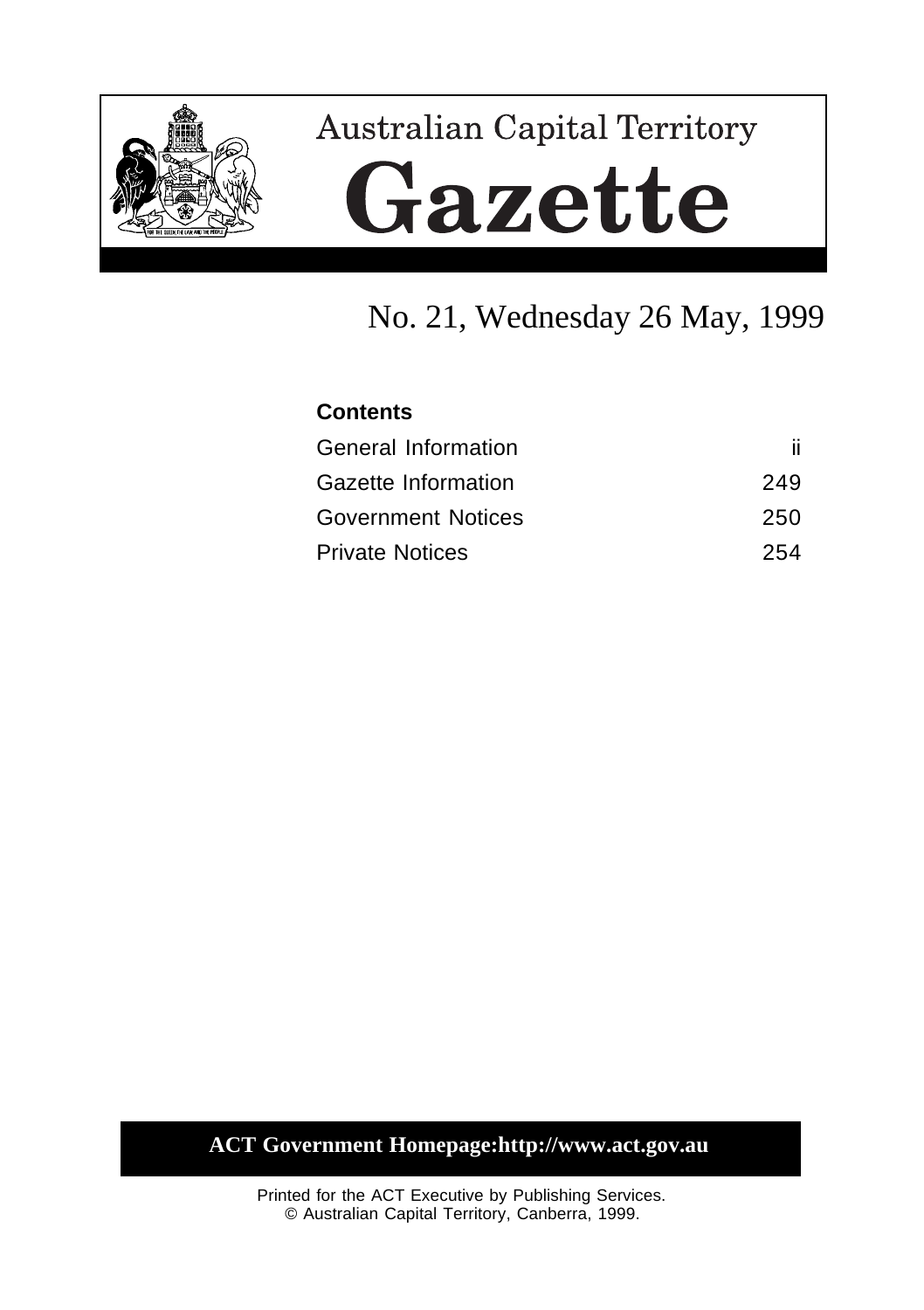# Australian Capital Territory

# Gazette

## No. 21, Wednesday 26 May, 1999

**Contents**

| | |
|---|---|
| General Information | ii |
| Gazette Information | 249 |
| Government Notices | 250 |
| Private Notices | 254 |

**ACT Government Homepage:http://www.act.gov.au**

Printed for the ACT Executive by Publishing Services.
© Australian Capital Territory, Canberra, 1999.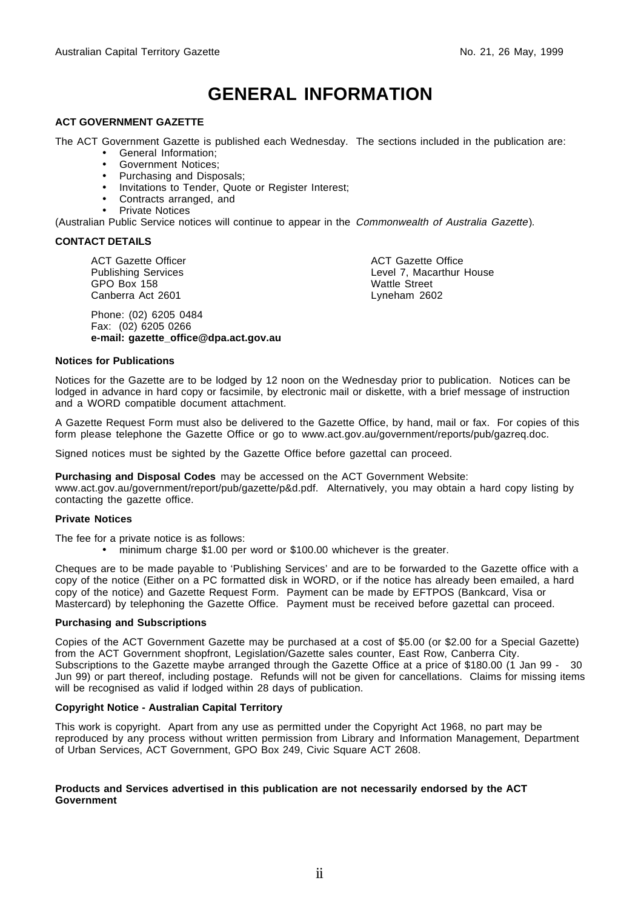# GENERAL INFORMATION

**ACT GOVERNMENT GAZETTE**

The ACT Government Gazette is published each Wednesday. The sections included in the publication are:

- General Information;
- Government Notices;
- Purchasing and Disposals;
- Invitations to Tender, Quote or Register Interest;
- Contracts arranged, and
- Private Notices

(Australian Public Service notices will continue to appear in the *Commonwealth of Australia Gazette*).

**CONTACT DETAILS**

ACT Gazette Officer
Publishing Services
GPO Box 158
Canberra Act 2601

ACT Gazette Office
Level 7, Macarthur House
Wattle Street
Lyneham 2602

Phone: (02) 6205 0484
Fax: (02) 6205 0266
**e-mail: gazette_office@dpa.act.gov.au**

**Notices for Publications**

Notices for the Gazette are to be lodged by 12 noon on the Wednesday prior to publication. Notices can be lodged in advance in hard copy or facsimile, by electronic mail or diskette, with a brief message of instruction and a WORD compatible document attachment.

A Gazette Request Form must also be delivered to the Gazette Office, by hand, mail or fax. For copies of this form please telephone the Gazette Office or go to www.act.gov.au/government/reports/pub/gazreq.doc.

Signed notices must be sighted by the Gazette Office before gazettal can proceed.

**Purchasing and Disposal Codes** may be accessed on the ACT Government Website: www.act.gov.au/government/report/pub/gazette/p&d.pdf. Alternatively, you may obtain a hard copy listing by contacting the gazette office.

**Private Notices**

The fee for a private notice is as follows:

- minimum charge $1.00 per word or $100.00 whichever is the greater.

Cheques are to be made payable to 'Publishing Services' and are to be forwarded to the Gazette office with a copy of the notice (Either on a PC formatted disk in WORD, or if the notice has already been emailed, a hard copy of the notice) and Gazette Request Form. Payment can be made by EFTPOS (Bankcard, Visa or Mastercard) by telephoning the Gazette Office. Payment must be received before gazettal can proceed.

**Purchasing and Subscriptions**

Copies of the ACT Government Gazette may be purchased at a cost of $5.00 (or $2.00 for a Special Gazette) from the ACT Government shopfront, Legislation/Gazette sales counter, East Row, Canberra City. Subscriptions to the Gazette maybe arranged through the Gazette Office at a price of $180.00 (1 Jan 99 - 30 Jun 99) or part thereof, including postage. Refunds will not be given for cancellations. Claims for missing items will be recognised as valid if lodged within 28 days of publication.

**Copyright Notice - Australian Capital Territory**

This work is copyright. Apart from any use as permitted under the Copyright Act 1968, no part may be reproduced by any process without written permission from Library and Information Management, Department of Urban Services, ACT Government, GPO Box 249, Civic Square ACT 2608.

**Products and Services advertised in this publication are not necessarily endorsed by the ACT Government**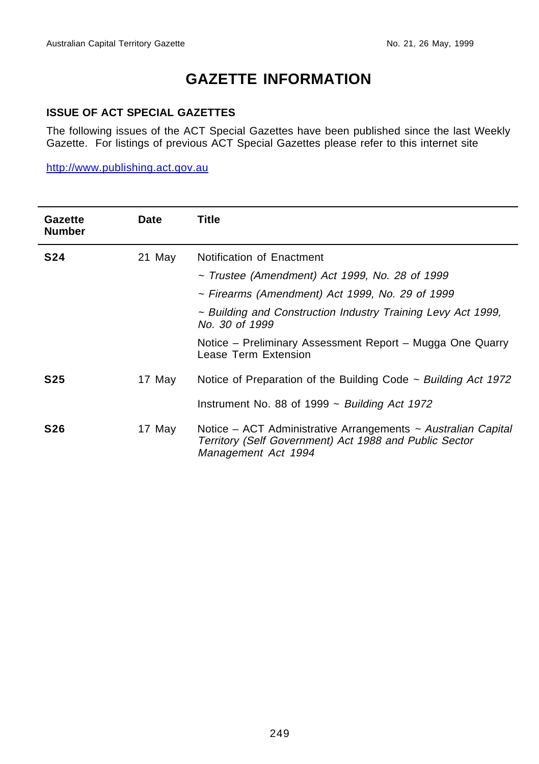# GAZETTE INFORMATION

### ISSUE OF ACT SPECIAL GAZETTES

The following issues of the ACT Special Gazettes have been published since the last Weekly Gazette. For listings of previous ACT Special Gazettes please refer to this internet site

http://www.publishing.act.gov.au

| Gazette Number | Date | Title |
|---|---|---|
| **S24** | 21 May | Notification of Enactment |
| | | ~ *Trustee (Amendment) Act 1999, No. 28 of 1999* |
| | | ~ *Firearms (Amendment) Act 1999, No. 29 of 1999* |
| | | ~ *Building and Construction Industry Training Levy Act 1999, No. 30 of 1999* |
| | | Notice – Preliminary Assessment Report – Mugga One Quarry Lease Term Extension |
| **S25** | 17 May | Notice of Preparation of the Building Code ~ *Building Act 1972* |
| | | Instrument No. 88 of 1999 ~ *Building Act 1972* |
| **S26** | 17 May | Notice – ACT Administrative Arrangements ~ *Australian Capital Territory (Self Government) Act 1988 and Public Sector Management Act 1994* |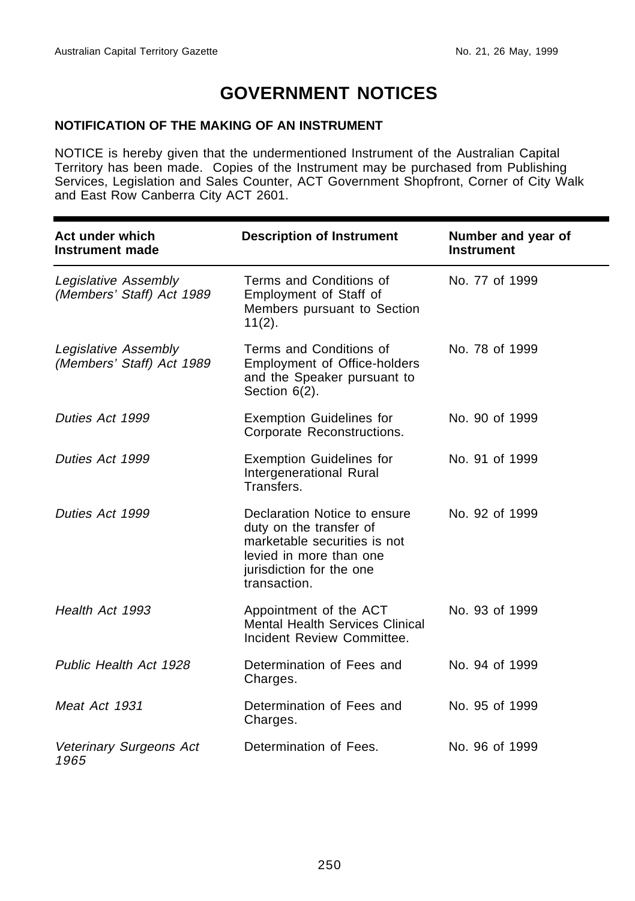# GOVERNMENT NOTICES

## NOTIFICATION OF THE MAKING OF AN INSTRUMENT

NOTICE is hereby given that the undermentioned Instrument of the Australian Capital Territory has been made. Copies of the Instrument may be purchased from Publishing Services, Legislation and Sales Counter, ACT Government Shopfront, Corner of City Walk and East Row Canberra City ACT 2601.

| Act under which Instrument made | Description of Instrument | Number and year of Instrument |
|---|---|---|
| *Legislative Assembly (Members' Staff) Act 1989* | Terms and Conditions of Employment of Staff of Members pursuant to Section 11(2). | No. 77 of 1999 |
| *Legislative Assembly (Members' Staff) Act 1989* | Terms and Conditions of Employment of Office-holders and the Speaker pursuant to Section 6(2). | No. 78 of 1999 |
| *Duties Act 1999* | Exemption Guidelines for Corporate Reconstructions. | No. 90 of 1999 |
| *Duties Act 1999* | Exemption Guidelines for Intergenerational Rural Transfers. | No. 91 of 1999 |
| *Duties Act 1999* | Declaration Notice to ensure duty on the transfer of marketable securities is not levied in more than one jurisdiction for the one transaction. | No. 92 of 1999 |
| *Health Act 1993* | Appointment of the ACT Mental Health Services Clinical Incident Review Committee. | No. 93 of 1999 |
| *Public Health Act 1928* | Determination of Fees and Charges. | No. 94 of 1999 |
| *Meat Act 1931* | Determination of Fees and Charges. | No. 95 of 1999 |
| *Veterinary Surgeons Act 1965* | Determination of Fees. | No. 96 of 1999 |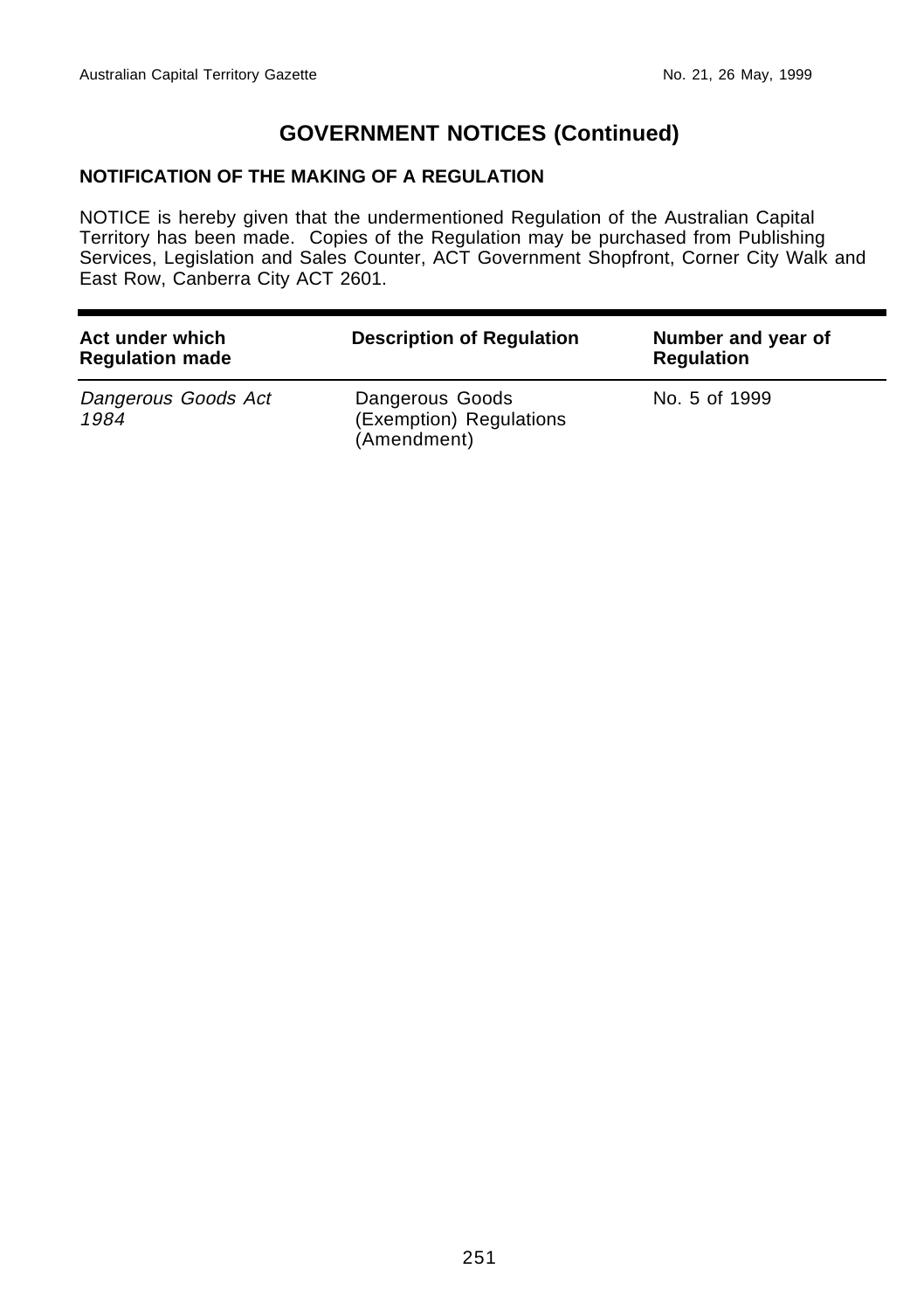# GOVERNMENT NOTICES (Continued)

## NOTIFICATION OF THE MAKING OF A REGULATION

NOTICE is hereby given that the undermentioned Regulation of the Australian Capital Territory has been made. Copies of the Regulation may be purchased from Publishing Services, Legislation and Sales Counter, ACT Government Shopfront, Corner City Walk and East Row, Canberra City ACT 2601.

| Act under which Regulation made | Description of Regulation | Number and year of Regulation |
|---|---|---|
| *Dangerous Goods Act 1984* | Dangerous Goods (Exemption) Regulations (Amendment) | No. 5 of 1999 |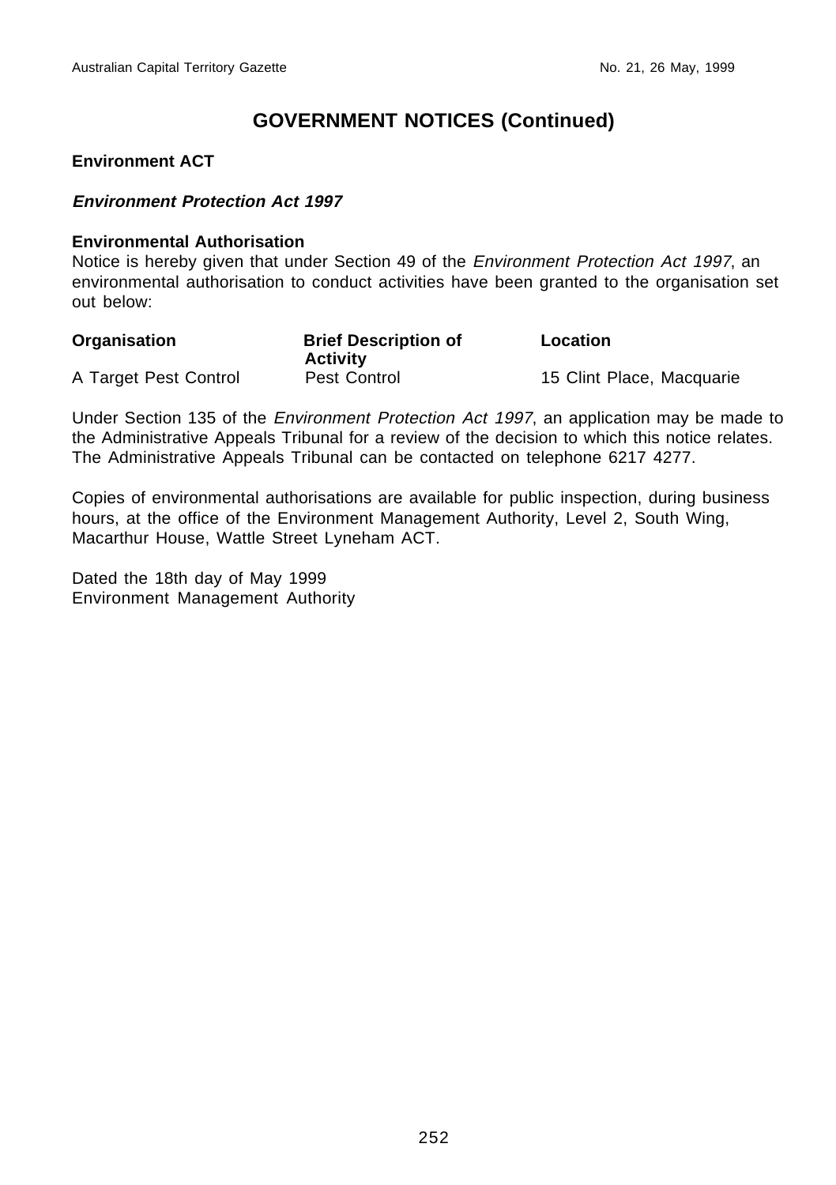# GOVERNMENT NOTICES (Continued)

**Environment ACT**

***Environment Protection Act 1997***

**Environmental Authorisation**

Notice is hereby given that under Section 49 of the *Environment Protection Act 1997*, an environmental authorisation to conduct activities have been granted to the organisation set out below:

| Organisation | Brief Description of Activity | Location |
| --- | --- | --- |
| A Target Pest Control | Pest Control | 15 Clint Place, Macquarie |

Under Section 135 of the *Environment Protection Act 1997*, an application may be made to the Administrative Appeals Tribunal for a review of the decision to which this notice relates. The Administrative Appeals Tribunal can be contacted on telephone 6217 4277.

Copies of environmental authorisations are available for public inspection, during business hours, at the office of the Environment Management Authority, Level 2, South Wing, Macarthur House, Wattle Street Lyneham ACT.

Dated the 18th day of May 1999
Environment Management Authority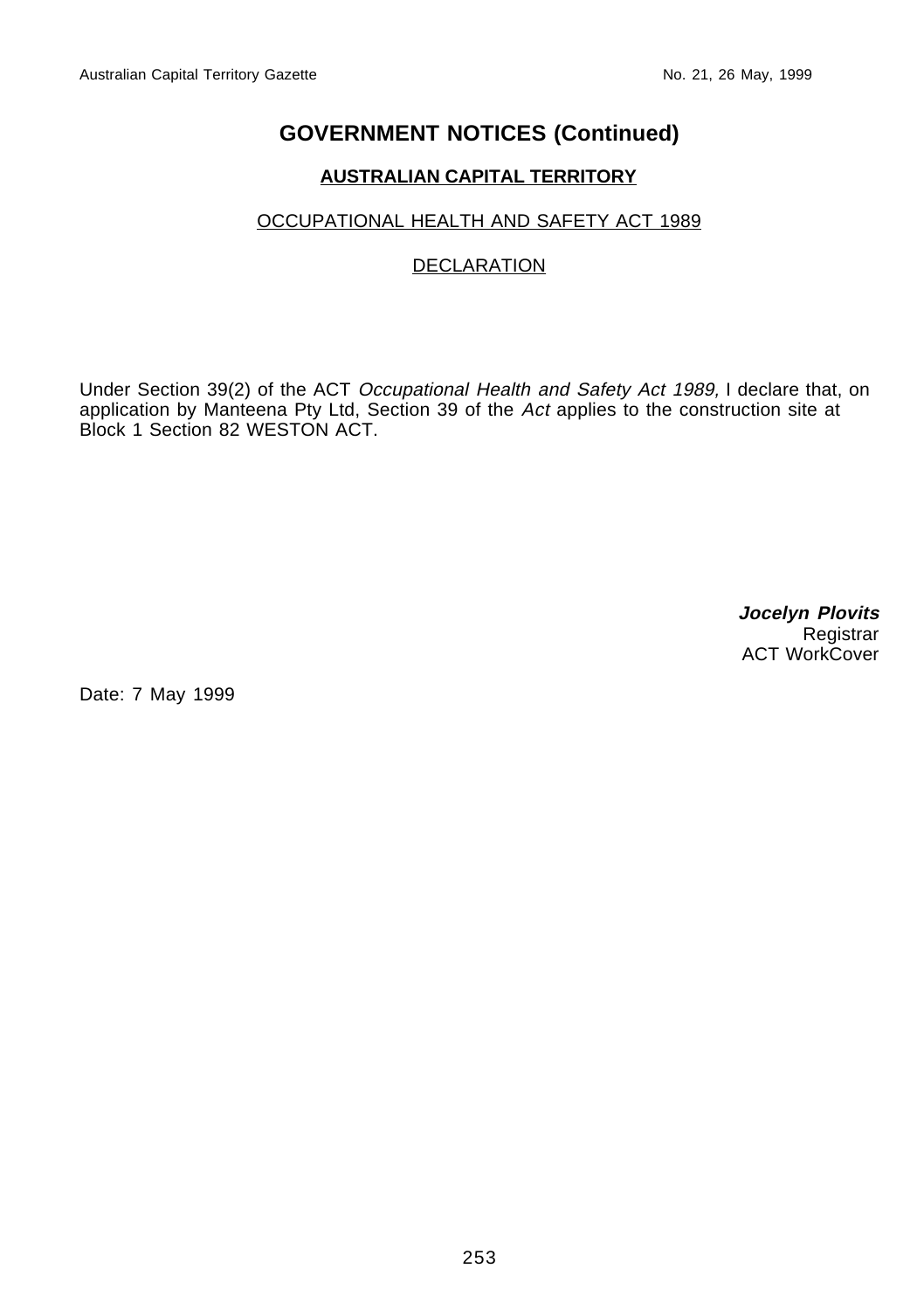# GOVERNMENT NOTICES (Continued)

## AUSTRALIAN CAPITAL TERRITORY

### OCCUPATIONAL HEALTH AND SAFETY ACT 1989

### DECLARATION

Under Section 39(2) of the ACT *Occupational Health and Safety Act 1989,* I declare that, on application by Manteena Pty Ltd, Section 39 of the *Act* applies to the construction site at Block 1 Section 82 WESTON ACT.

***Jocelyn Plovits***
Registrar
ACT WorkCover

Date: 7 May 1999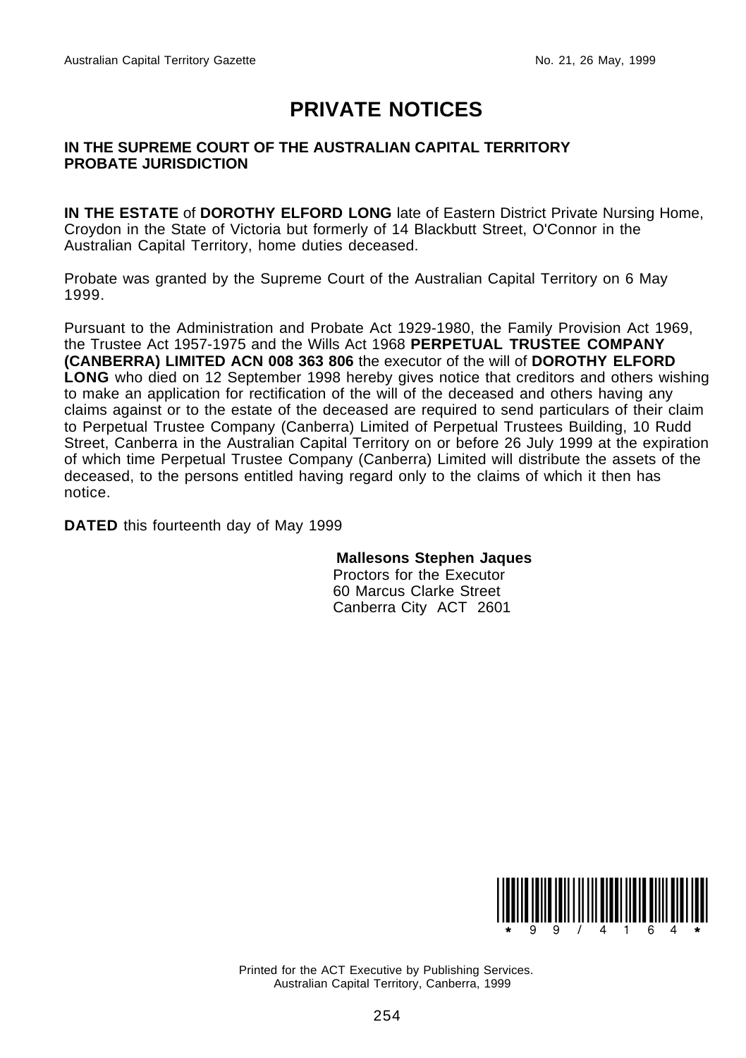# PRIVATE NOTICES

**IN THE SUPREME COURT OF THE AUSTRALIAN CAPITAL TERRITORY PROBATE JURISDICTION**

**IN THE ESTATE** of **DOROTHY ELFORD LONG** late of Eastern District Private Nursing Home, Croydon in the State of Victoria but formerly of 14 Blackbutt Street, O'Connor in the Australian Capital Territory, home duties deceased.

Probate was granted by the Supreme Court of the Australian Capital Territory on 6 May 1999.

Pursuant to the Administration and Probate Act 1929-1980, the Family Provision Act 1969, the Trustee Act 1957-1975 and the Wills Act 1968 **PERPETUAL TRUSTEE COMPANY (CANBERRA) LIMITED ACN 008 363 806** the executor of the will of **DOROTHY ELFORD LONG** who died on 12 September 1998 hereby gives notice that creditors and others wishing to make an application for rectification of the will of the deceased and others having any claims against or to the estate of the deceased are required to send particulars of their claim to Perpetual Trustee Company (Canberra) Limited of Perpetual Trustees Building, 10 Rudd Street, Canberra in the Australian Capital Territory on or before 26 July 1999 at the expiration of which time Perpetual Trustee Company (Canberra) Limited will distribute the assets of the deceased, to the persons entitled having regard only to the claims of which it then has notice.

**DATED** this fourteenth day of May 1999

**Mallesons Stephen Jaques**
Proctors for the Executor
60 Marcus Clarke Street
Canberra City ACT 2601

*99/4164*

Printed for the ACT Executive by Publishing Services.
Australian Capital Territory, Canberra, 1999